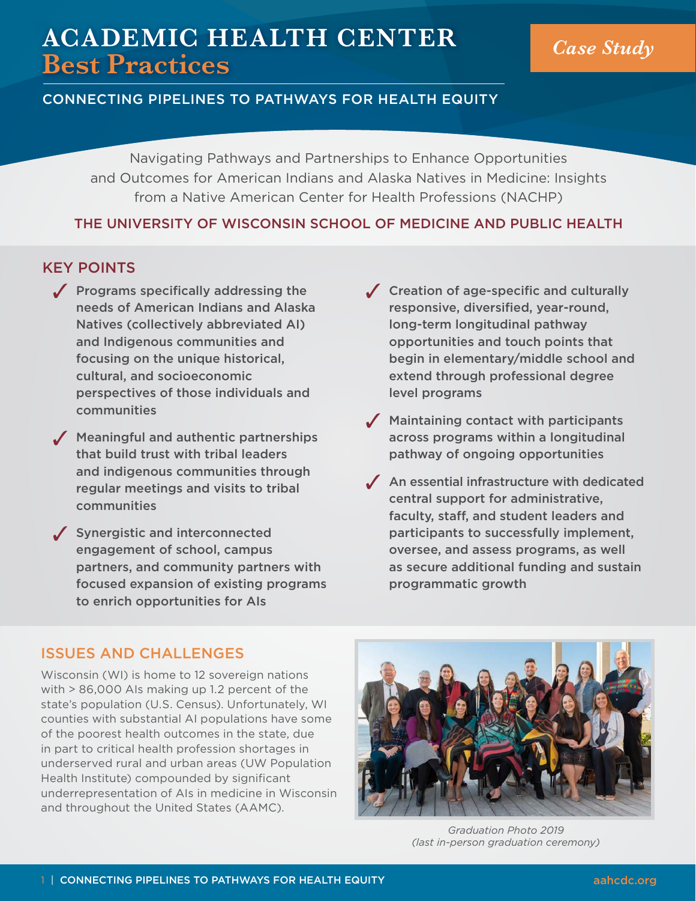# ACADEMIC HEALTH CENTER Best Practices

*Case Study*

CONNECTING PIPELINES TO PATHWAYS FOR HEALTH EQUITY

Navigating Pathways and Partnerships to Enhance Opportunities and Outcomes for American Indians and Alaska Natives in Medicine: Insights from a Native American Center for Health Professions (NACHP)

## THE UNIVERSITY OF WISCONSIN SCHOOL OF MEDICINE AND PUBLIC HEALTH

## KEY POINTS

- ✓ Programs specifically addressing the needs of American Indians and Alaska Natives (collectively abbreviated AI) and Indigenous communities and focusing on the unique historical, cultural, and socioeconomic perspectives of those individuals and communities
- ✓ Meaningful and authentic partnerships that build trust with tribal leaders and indigenous communities through regular meetings and visits to tribal communities
- ✓ Synergistic and interconnected engagement of school, campus partners, and community partners with focused expansion of existing programs to enrich opportunities for AIs
- ✓ Creation of age-specific and culturally responsive, diversified, year-round, long-term longitudinal pathway opportunities and touch points that begin in elementary/middle school and extend through professional degree level programs
- ✓ Maintaining contact with participants across programs within a longitudinal pathway of ongoing opportunities
- ✓ An essential infrastructure with dedicated central support for administrative, faculty, staff, and student leaders and participants to successfully implement, oversee, and assess programs, as well as secure additional funding and sustain programmatic growth

## ISSUES AND CHALLENGES

Wisconsin (WI) is home to 12 sovereign nations with > 86,000 AIs making up 1.2 percent of the state's population (U.S. Census). Unfortunately, WI counties with substantial AI populations have some of the poorest health outcomes in the state, due in part to critical health profession shortages in underserved rural and urban areas (UW Population Health Institute) compounded by significant underrepresentation of AIs in medicine in Wisconsin and throughout the United States (AAMC).

*Graduation Photo 2019 (last in-person graduation ceremony)*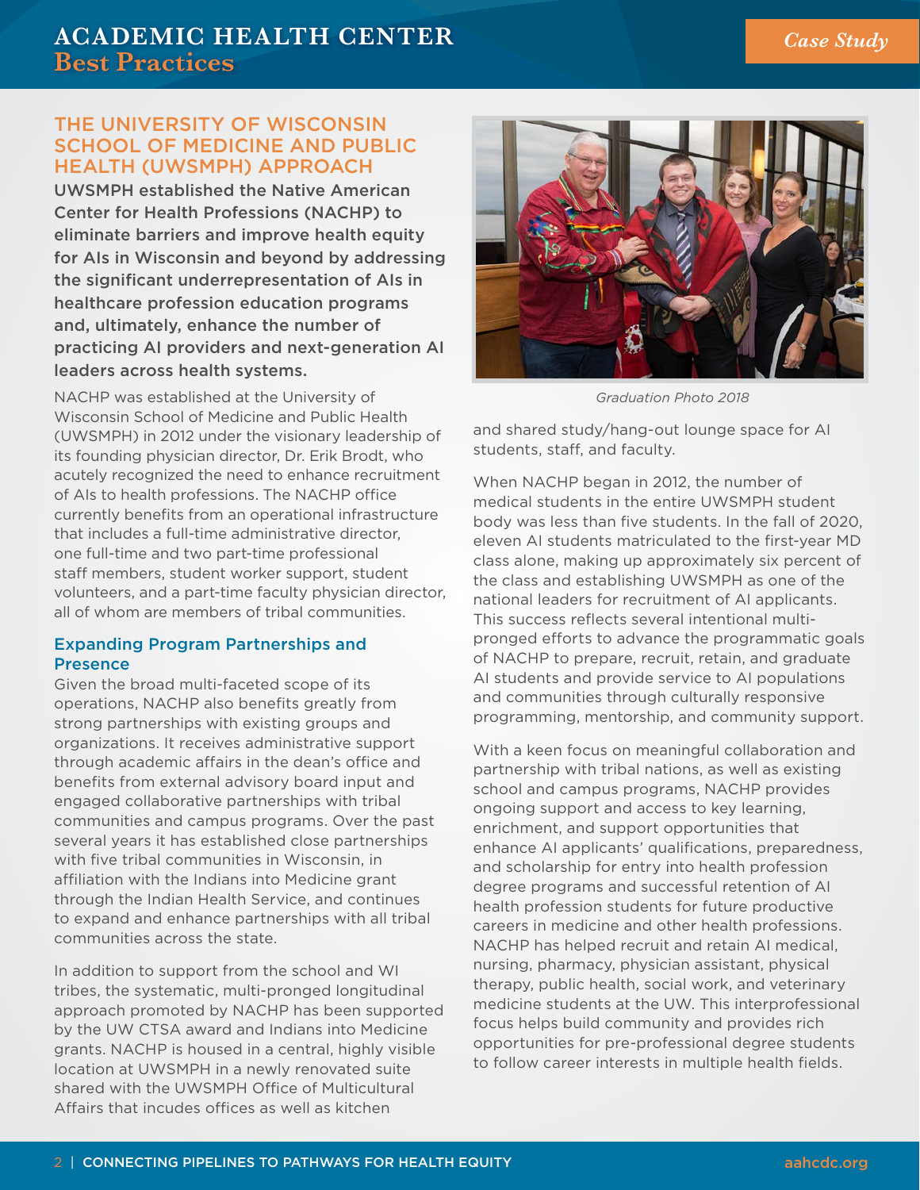## THE UNIVERSITY OF WISCONSIN SCHOOL OF MEDICINE AND PUBLIC HEALTH (UWSMPH) APPROACH

**UWSMPH established the Native American Center for Health Professions (NACHP) to eliminate barriers and improve health equity for AIs in Wisconsin and beyond by addressing the significant underrepresentation of AIs in healthcare profession education programs and, ultimately, enhance the number of practicing AI providers and next-generation AI leaders across health systems.**

NACHP was established at the University of Wisconsin School of Medicine and Public Health (UWSMPH) in 2012 under the visionary leadership of its founding physician director, Dr. Erik Brodt, who acutely recognized the need to enhance recruitment of AIs to health professions. The NACHP office currently benefits from an operational infrastructure that includes a full-time administrative director, one full-time and two part-time professional staff members, student worker support, student volunteers, and a part-time faculty physician director, all of whom are members of tribal communities.

### Expanding Program Partnerships and Presence

Given the broad multi-faceted scope of its operations, NACHP also benefits greatly from strong partnerships with existing groups and organizations. It receives administrative support through academic affairs in the dean's office and benefits from external advisory board input and engaged collaborative partnerships with tribal communities and campus programs. Over the past several years it has established close partnerships with five tribal communities in Wisconsin, in affiliation with the Indians into Medicine grant through the Indian Health Service, and continues to expand and enhance partnerships with all tribal communities across the state.

In addition to support from the school and WI tribes, the systematic, multi-pronged longitudinal approach promoted by NACHP has been supported by the UW CTSA award and Indians into Medicine grants. NACHP is housed in a central, highly visible location at UWSMPH in a newly renovated suite shared with the UWSMPH Office of Multicultural Affairs that incudes offices as well as kitchen and shared study/hang-out lounge space for AI students, staff, and faculty.

*Graduation Photo 2018*

When NACHP began in 2012, the number of medical students in the entire UWSMPH student body was less than five students. In the fall of 2020, eleven AI students matriculated to the first-year MD class alone, making up approximately six percent of the class and establishing UWSMPH as one of the national leaders for recruitment of AI applicants. This success reflects several intentional multi-pronged efforts to advance the programmatic goals of NACHP to prepare, recruit, retain, and graduate AI students and provide service to AI populations and communities through culturally responsive programming, mentorship, and community support.

With a keen focus on meaningful collaboration and partnership with tribal nations, as well as existing school and campus programs, NACHP provides ongoing support and access to key learning, enrichment, and support opportunities that enhance AI applicants' qualifications, preparedness, and scholarship for entry into health profession degree programs and successful retention of AI health profession students for future productive careers in medicine and other health professions. NACHP has helped recruit and retain AI medical, nursing, pharmacy, physician assistant, physical therapy, public health, social work, and veterinary medicine students at the UW. This interprofessional focus helps build community and provides rich opportunities for pre-professional degree students to follow career interests in multiple health fields.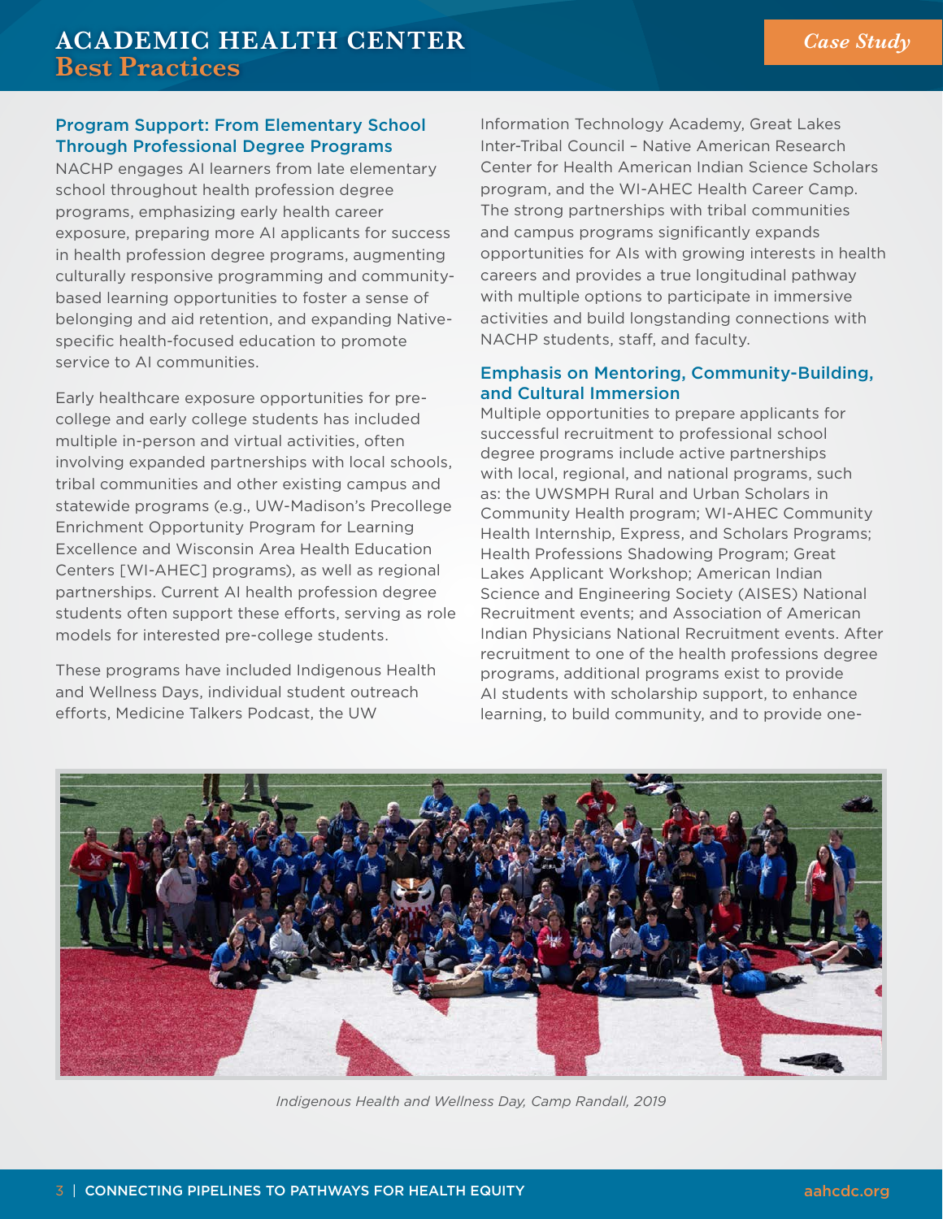## Program Support: From Elementary School Through Professional Degree Programs

NACHP engages AI learners from late elementary school throughout health profession degree programs, emphasizing early health career exposure, preparing more AI applicants for success in health profession degree programs, augmenting culturally responsive programming and community-based learning opportunities to foster a sense of belonging and aid retention, and expanding Native-specific health-focused education to promote service to AI communities.

Early healthcare exposure opportunities for pre-college and early college students has included multiple in-person and virtual activities, often involving expanded partnerships with local schools, tribal communities and other existing campus and statewide programs (e.g., UW-Madison's Precollege Enrichment Opportunity Program for Learning Excellence and Wisconsin Area Health Education Centers [WI-AHEC] programs), as well as regional partnerships. Current AI health profession degree students often support these efforts, serving as role models for interested pre-college students.

These programs have included Indigenous Health and Wellness Days, individual student outreach efforts, Medicine Talkers Podcast, the UW Information Technology Academy, Great Lakes Inter-Tribal Council – Native American Research Center for Health American Indian Science Scholars program, and the WI-AHEC Health Career Camp. The strong partnerships with tribal communities and campus programs significantly expands opportunities for AIs with growing interests in health careers and provides a true longitudinal pathway with multiple options to participate in immersive activities and build longstanding connections with NACHP students, staff, and faculty.

## Emphasis on Mentoring, Community-Building, and Cultural Immersion

Multiple opportunities to prepare applicants for successful recruitment to professional school degree programs include active partnerships with local, regional, and national programs, such as: the UWSMPH Rural and Urban Scholars in Community Health program; WI-AHEC Community Health Internship, Express, and Scholars Programs; Health Professions Shadowing Program; Great Lakes Applicant Workshop; American Indian Science and Engineering Society (AISES) National Recruitment events; and Association of American Indian Physicians National Recruitment events. After recruitment to one of the health professions degree programs, additional programs exist to provide AI students with scholarship support, to enhance learning, to build community, and to provide one-

*Indigenous Health and Wellness Day, Camp Randall, 2019*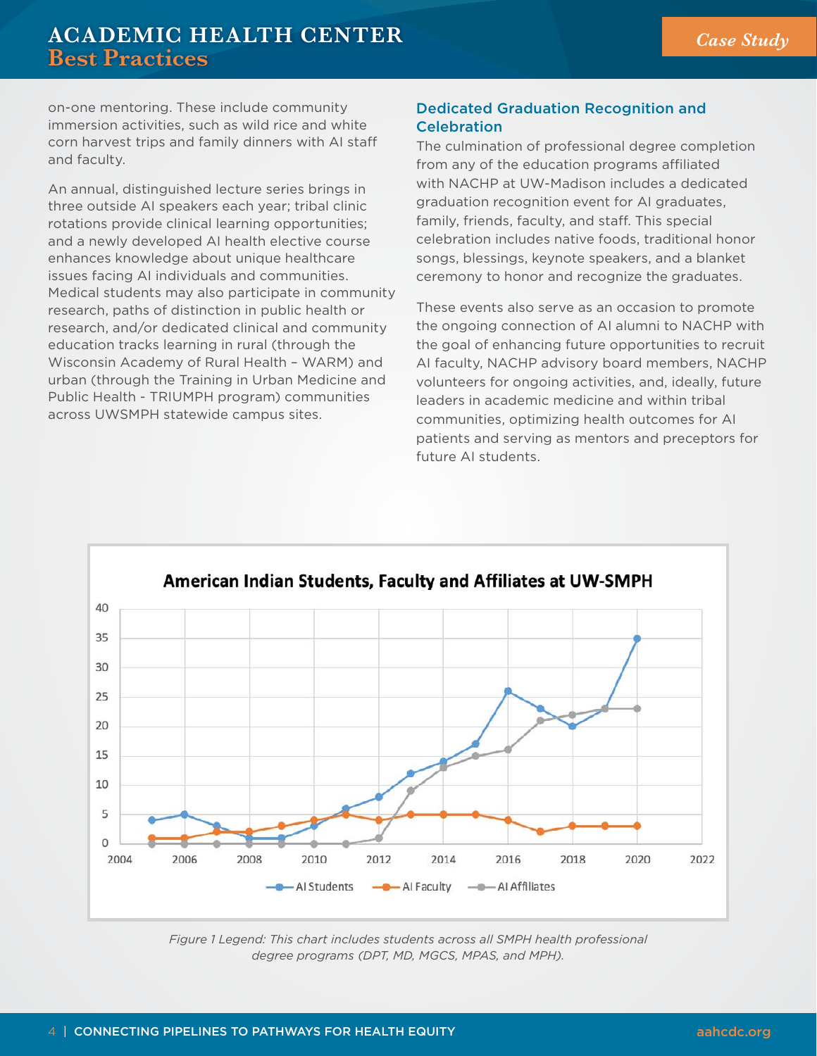on-one mentoring. These include community immersion activities, such as wild rice and white corn harvest trips and family dinners with AI staff and faculty.

An annual, distinguished lecture series brings in three outside AI speakers each year; tribal clinic rotations provide clinical learning opportunities; and a newly developed AI health elective course enhances knowledge about unique healthcare issues facing AI individuals and communities. Medical students may also participate in community research, paths of distinction in public health or research, and/or dedicated clinical and community education tracks learning in rural (through the Wisconsin Academy of Rural Health – WARM) and urban (through the Training in Urban Medicine and Public Health - TRIUMPH program) communities across UWSMPH statewide campus sites.

### Dedicated Graduation Recognition and Celebration

The culmination of professional degree completion from any of the education programs affiliated with NACHP at UW-Madison includes a dedicated graduation recognition event for AI graduates, family, friends, faculty, and staff. This special celebration includes native foods, traditional honor songs, blessings, keynote speakers, and a blanket ceremony to honor and recognize the graduates.

These events also serve as an occasion to promote the ongoing connection of AI alumni to NACHP with the goal of enhancing future opportunities to recruit AI faculty, NACHP advisory board members, NACHP volunteers for ongoing activities, and, ideally, future leaders in academic medicine and within tribal communities, optimizing health outcomes for AI patients and serving as mentors and preceptors for future AI students.

**American Indian Students, Faculty and Affiliates at UW-SMPH**

| Year | AI Students | AI Faculty | AI Affiliates |
|---|---|---|---|
| 2005 | 4 | 1 | 0 |
| 2006 | 5 | 1 | 0 |
| 2007 | 3 | 2 | 0 |
| 2008 | 1 | 2 | 0 |
| 2009 | 1 | 3 | 0 |
| 2010 | 3 | 4 | 0 |
| 2011 | 6 | 5 | 0 |
| 2012 | 8 | 4 | 1 |
| 2013 | 12 | 5 | 9 |
| 2014 | 14 | 5 | 13 |
| 2015 | 17 | 5 | 15 |
| 2016 | 26 | 4 | 16 |
| 2017 | 23 | 2 | 21 |
| 2018 | 20 | 3 | 22 |
| 2019 | 23 | 3 | 23 |
| 2020 | 35 | 3 | 23 |

*Figure 1 Legend: This chart includes students across all SMPH health professional degree programs (DPT, MD, MGCS, MPAS, and MPH).*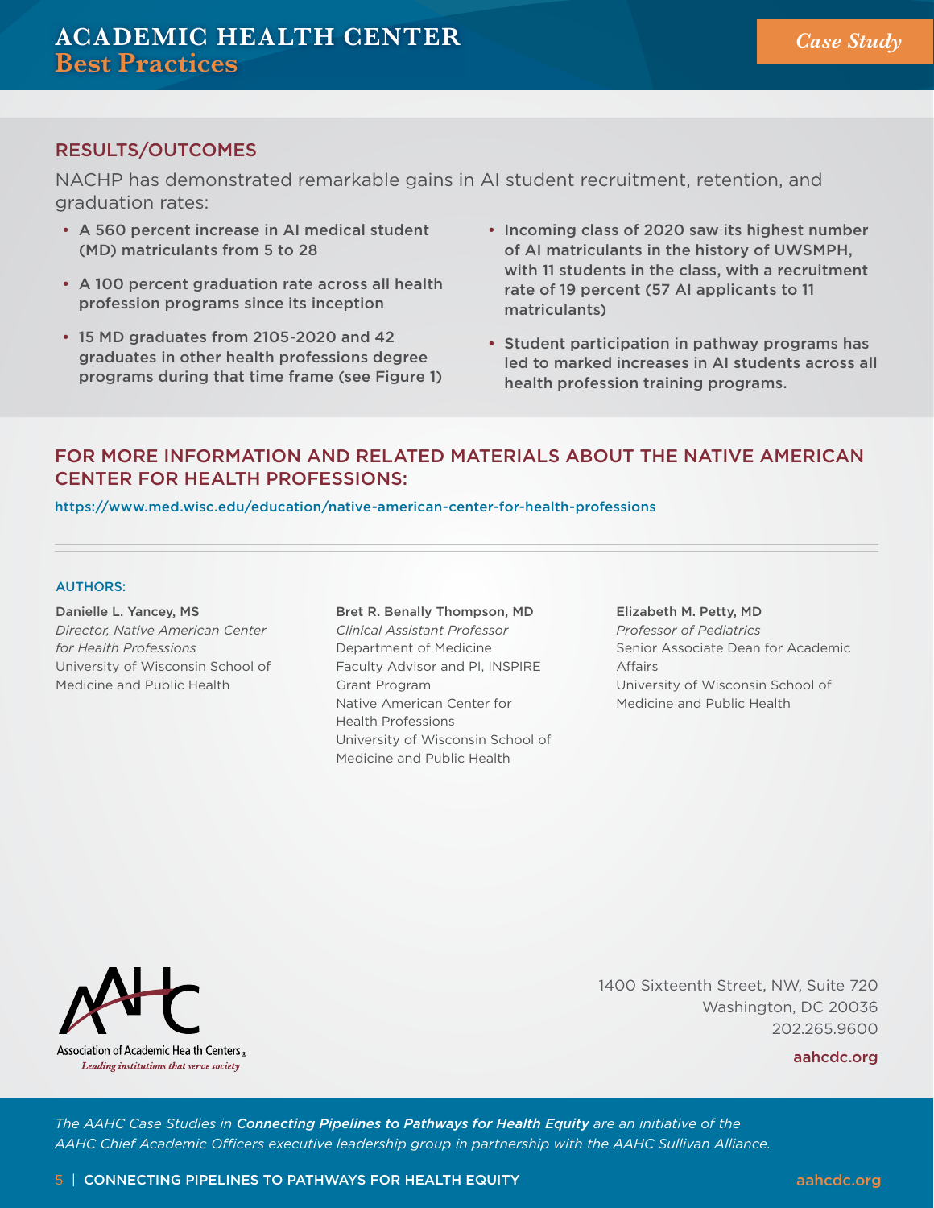## RESULTS/OUTCOMES

NACHP has demonstrated remarkable gains in AI student recruitment, retention, and graduation rates:

- **A 560 percent increase in AI medical student (MD) matriculants from 5 to 28**
- **A 100 percent graduation rate across all health profession programs since its inception**
- **15 MD graduates from 2105-2020 and 42 graduates in other health professions degree programs during that time frame (see Figure 1)**
- **Incoming class of 2020 saw its highest number of AI matriculants in the history of UWSMPH, with 11 students in the class, with a recruitment rate of 19 percent (57 AI applicants to 11 matriculants)**
- **Student participation in pathway programs has led to marked increases in AI students across all health profession training programs.**

## FOR MORE INFORMATION AND RELATED MATERIALS ABOUT THE NATIVE AMERICAN CENTER FOR HEALTH PROFESSIONS:

https://www.med.wisc.edu/education/native-american-center-for-health-professions

---

### AUTHORS:

**Danielle L. Yancey, MS**
*Director, Native American Center for Health Professions*
University of Wisconsin School of Medicine and Public Health

**Bret R. Benally Thompson, MD**
*Clinical Assistant Professor*
Department of Medicine
Faculty Advisor and PI, INSPIRE Grant Program
Native American Center for Health Professions
University of Wisconsin School of Medicine and Public Health

**Elizabeth M. Petty, MD**
*Professor of Pediatrics*
Senior Associate Dean for Academic Affairs
University of Wisconsin School of Medicine and Public Health

Association of Academic Health Centers®
*Leading institutions that serve society*

1400 Sixteenth Street, NW, Suite 720
Washington, DC 20036
202.265.9600

aahcdc.org

*The AAHC Case Studies in **Connecting Pipelines to Pathways for Health Equity** are an initiative of the AAHC Chief Academic Officers executive leadership group in partnership with the AAHC Sullivan Alliance.*